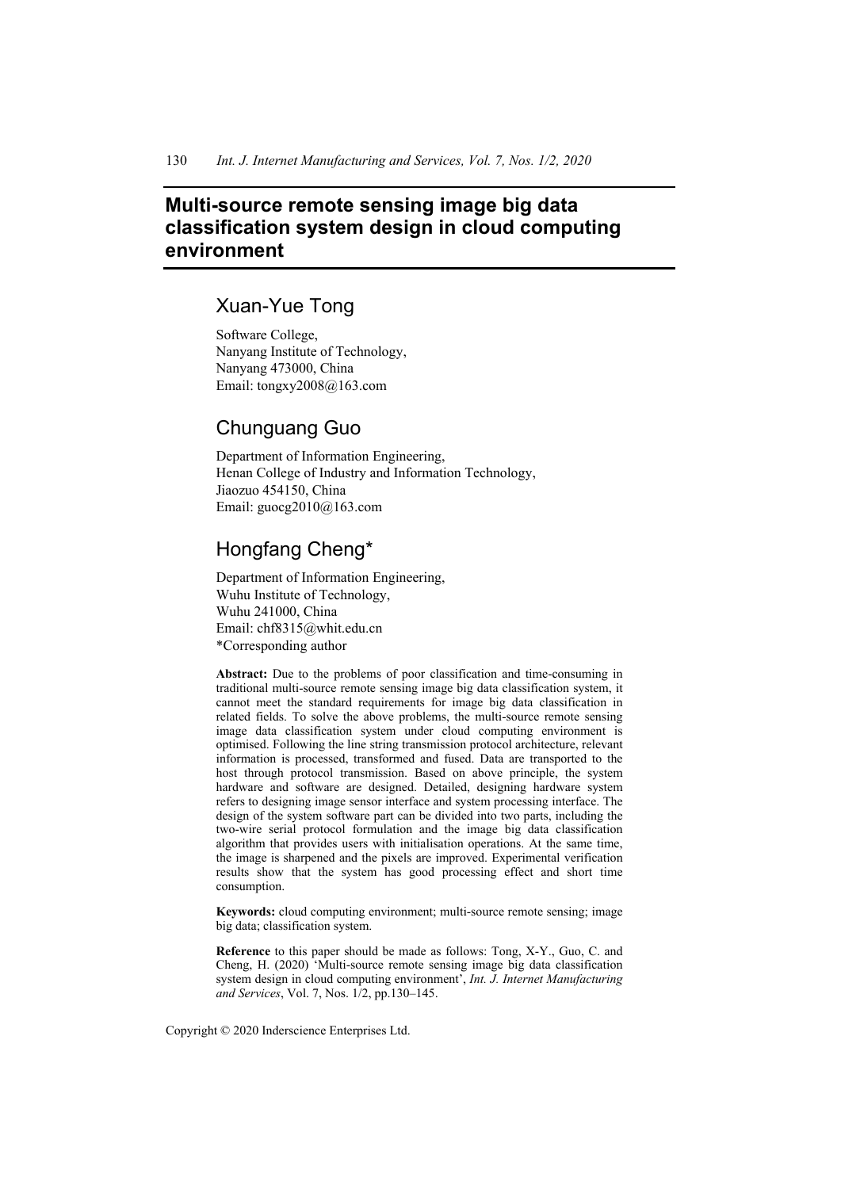# Multi-source remote sensing image big data classification system design in cloud computing environment

## Xuan-Yue Tong

Software College,
Nanyang Institute of Technology,
Nanyang 473000, China
Email: tongxy2008@163.com

## Chunguang Guo

Department of Information Engineering,
Henan College of Industry and Information Technology,
Jiaozuo 454150, China
Email: guocg2010@163.com

## Hongfang Cheng*

Department of Information Engineering,
Wuhu Institute of Technology,
Wuhu 241000, China
Email: chf8315@whit.edu.cn
*Corresponding author

**Abstract:** Due to the problems of poor classification and time-consuming in traditional multi-source remote sensing image big data classification system, it cannot meet the standard requirements for image big data classification in related fields. To solve the above problems, the multi-source remote sensing image data classification system under cloud computing environment is optimised. Following the line string transmission protocol architecture, relevant information is processed, transformed and fused. Data are transported to the host through protocol transmission. Based on above principle, the system hardware and software are designed. Detailed, designing hardware system refers to designing image sensor interface and system processing interface. The design of the system software part can be divided into two parts, including the two-wire serial protocol formulation and the image big data classification algorithm that provides users with initialisation operations. At the same time, the image is sharpened and the pixels are improved. Experimental verification results show that the system has good processing effect and short time consumption.

**Keywords:** cloud computing environment; multi-source remote sensing; image big data; classification system.

**Reference** to this paper should be made as follows: Tong, X-Y., Guo, C. and Cheng, H. (2020) 'Multi-source remote sensing image big data classification system design in cloud computing environment', *Int. J. Internet Manufacturing and Services*, Vol. 7, Nos. 1/2, pp.130–145.

Copyright © 2020 Inderscience Enterprises Ltd.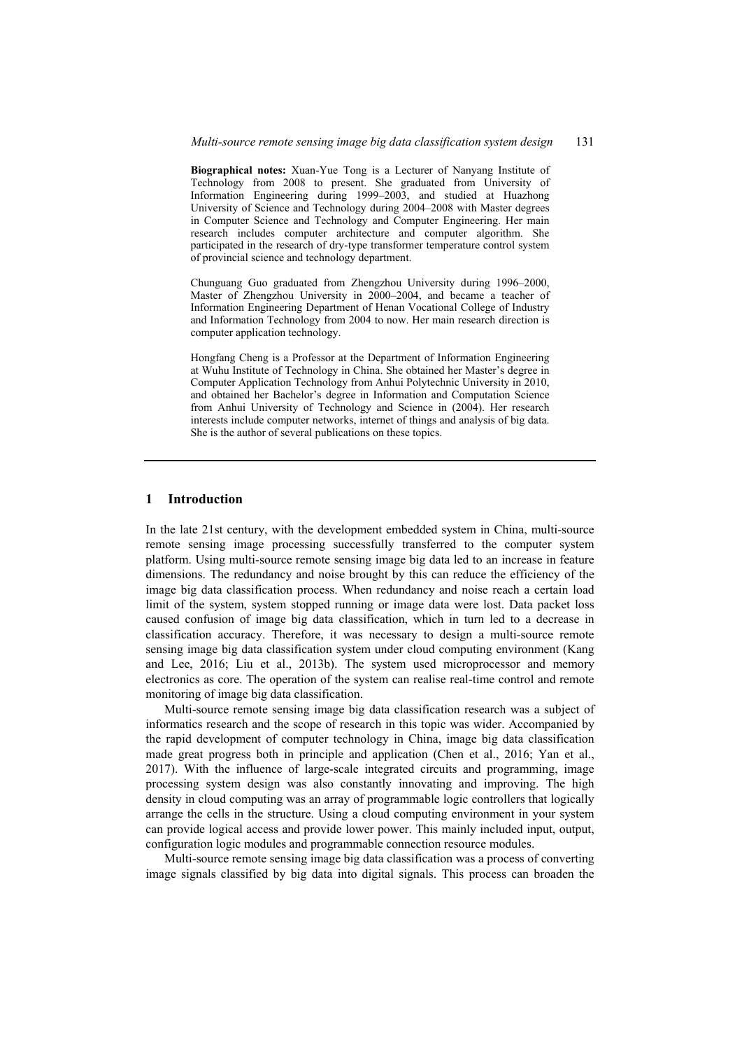**Biographical notes:** Xuan-Yue Tong is a Lecturer of Nanyang Institute of Technology from 2008 to present. She graduated from University of Information Engineering during 1999–2003, and studied at Huazhong University of Science and Technology during 2004–2008 with Master degrees in Computer Science and Technology and Computer Engineering. Her main research includes computer architecture and computer algorithm. She participated in the research of dry-type transformer temperature control system of provincial science and technology department.

Chunguang Guo graduated from Zhengzhou University during 1996–2000, Master of Zhengzhou University in 2000–2004, and became a teacher of Information Engineering Department of Henan Vocational College of Industry and Information Technology from 2004 to now. Her main research direction is computer application technology.

Hongfang Cheng is a Professor at the Department of Information Engineering at Wuhu Institute of Technology in China. She obtained her Master's degree in Computer Application Technology from Anhui Polytechnic University in 2010, and obtained her Bachelor's degree in Information and Computation Science from Anhui University of Technology and Science in (2004). Her research interests include computer networks, internet of things and analysis of big data. She is the author of several publications on these topics.

## 1 Introduction

In the late 21st century, with the development embedded system in China, multi-source remote sensing image processing successfully transferred to the computer system platform. Using multi-source remote sensing image big data led to an increase in feature dimensions. The redundancy and noise brought by this can reduce the efficiency of the image big data classification process. When redundancy and noise reach a certain load limit of the system, system stopped running or image data were lost. Data packet loss caused confusion of image big data classification, which in turn led to a decrease in classification accuracy. Therefore, it was necessary to design a multi-source remote sensing image big data classification system under cloud computing environment (Kang and Lee, 2016; Liu et al., 2013b). The system used microprocessor and memory electronics as core. The operation of the system can realise real-time control and remote monitoring of image big data classification.

Multi-source remote sensing image big data classification research was a subject of informatics research and the scope of research in this topic was wider. Accompanied by the rapid development of computer technology in China, image big data classification made great progress both in principle and application (Chen et al., 2016; Yan et al., 2017). With the influence of large-scale integrated circuits and programming, image processing system design was also constantly innovating and improving. The high density in cloud computing was an array of programmable logic controllers that logically arrange the cells in the structure. Using a cloud computing environment in your system can provide logical access and provide lower power. This mainly included input, output, configuration logic modules and programmable connection resource modules.

Multi-source remote sensing image big data classification was a process of converting image signals classified by big data into digital signals. This process can broaden the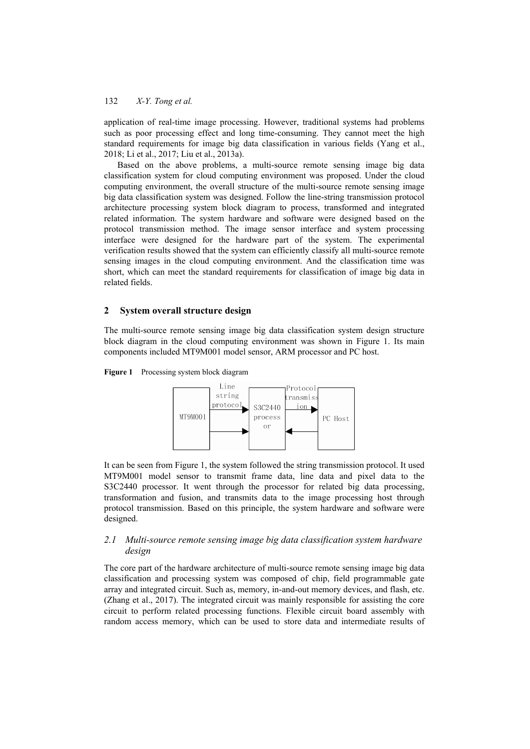application of real-time image processing. However, traditional systems had problems such as poor processing effect and long time-consuming. They cannot meet the high standard requirements for image big data classification in various fields (Yang et al., 2018; Li et al., 2017; Liu et al., 2013a).

Based on the above problems, a multi-source remote sensing image big data classification system for cloud computing environment was proposed. Under the cloud computing environment, the overall structure of the multi-source remote sensing image big data classification system was designed. Follow the line-string transmission protocol architecture processing system block diagram to process, transformed and integrated related information. The system hardware and software were designed based on the protocol transmission method. The image sensor interface and system processing interface were designed for the hardware part of the system. The experimental verification results showed that the system can efficiently classify all multi-source remote sensing images in the cloud computing environment. And the classification time was short, which can meet the standard requirements for classification of image big data in related fields.

## 2 System overall structure design

The multi-source remote sensing image big data classification system design structure block diagram in the cloud computing environment was shown in Figure 1. Its main components included MT9M001 model sensor, ARM processor and PC host.

**Figure 1** Processing system block diagram

MT9M001 → Line string protocol → S3C2440 processor ⇄ Protocol transmission ⇄ PC Host

It can be seen from Figure 1, the system followed the string transmission protocol. It used MT9M001 model sensor to transmit frame data, line data and pixel data to the S3C2440 processor. It went through the processor for related big data processing, transformation and fusion, and transmits data to the image processing host through protocol transmission. Based on this principle, the system hardware and software were designed.

### 2.1 Multi-source remote sensing image big data classification system hardware design

The core part of the hardware architecture of multi-source remote sensing image big data classification and processing system was composed of chip, field programmable gate array and integrated circuit. Such as, memory, in-and-out memory devices, and flash, etc. (Zhang et al., 2017). The integrated circuit was mainly responsible for assisting the core circuit to perform related processing functions. Flexible circuit board assembly with random access memory, which can be used to store data and intermediate results of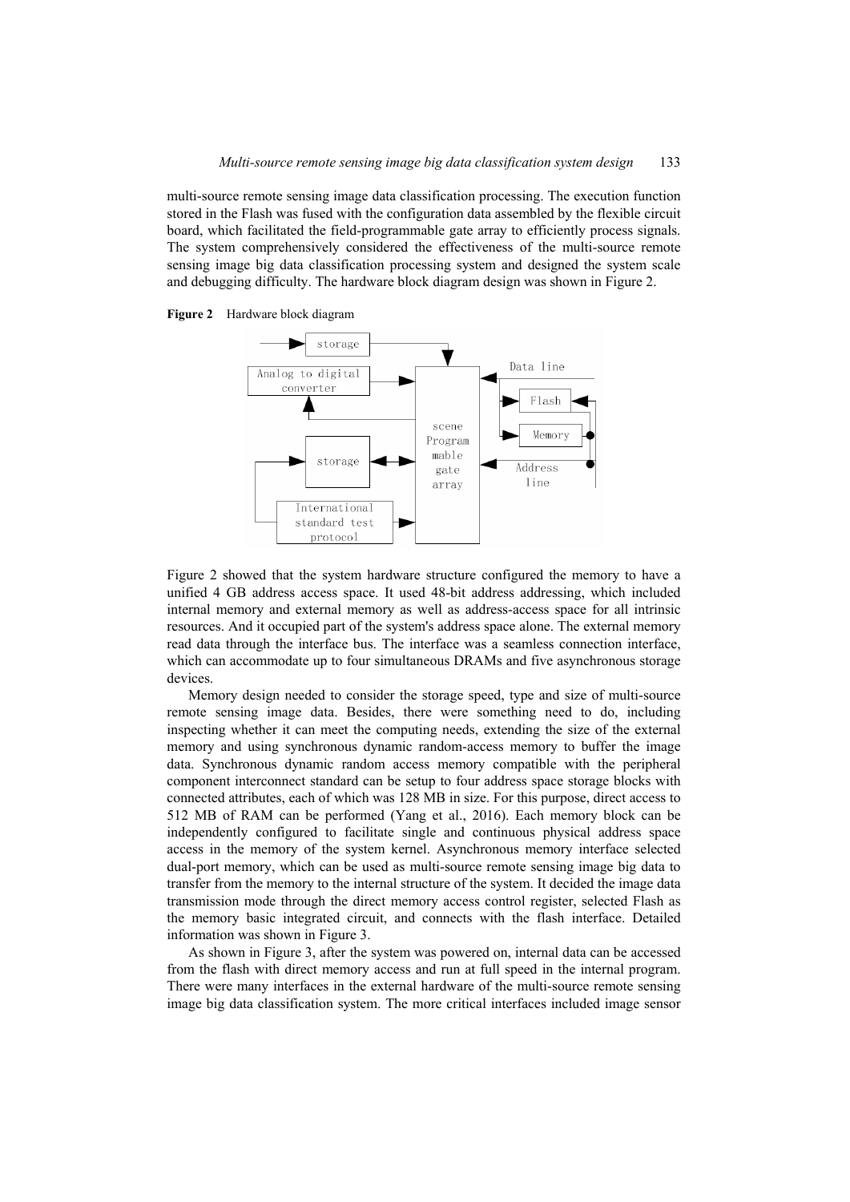multi-source remote sensing image data classification processing. The execution function stored in the Flash was fused with the configuration data assembled by the flexible circuit board, which facilitated the field-programmable gate array to efficiently process signals. The system comprehensively considered the effectiveness of the multi-source remote sensing image big data classification processing system and designed the system scale and debugging difficulty. The hardware block diagram design was shown in Figure 2.

**Figure 2** Hardware block diagram

Figure 2 showed that the system hardware structure configured the memory to have a unified 4 GB address access space. It used 48-bit address addressing, which included internal memory and external memory as well as address-access space for all intrinsic resources. And it occupied part of the system's address space alone. The external memory read data through the interface bus. The interface was a seamless connection interface, which can accommodate up to four simultaneous DRAMs and five asynchronous storage devices.

Memory design needed to consider the storage speed, type and size of multi-source remote sensing image data. Besides, there were something need to do, including inspecting whether it can meet the computing needs, extending the size of the external memory and using synchronous dynamic random-access memory to buffer the image data. Synchronous dynamic random access memory compatible with the peripheral component interconnect standard can be setup to four address space storage blocks with connected attributes, each of which was 128 MB in size. For this purpose, direct access to 512 MB of RAM can be performed (Yang et al., 2016). Each memory block can be independently configured to facilitate single and continuous physical address space access in the memory of the system kernel. Asynchronous memory interface selected dual-port memory, which can be used as multi-source remote sensing image big data to transfer from the memory to the internal structure of the system. It decided the image data transmission mode through the direct memory access control register, selected Flash as the memory basic integrated circuit, and connects with the flash interface. Detailed information was shown in Figure 3.

As shown in Figure 3, after the system was powered on, internal data can be accessed from the flash with direct memory access and run at full speed in the internal program. There were many interfaces in the external hardware of the multi-source remote sensing image big data classification system. The more critical interfaces included image sensor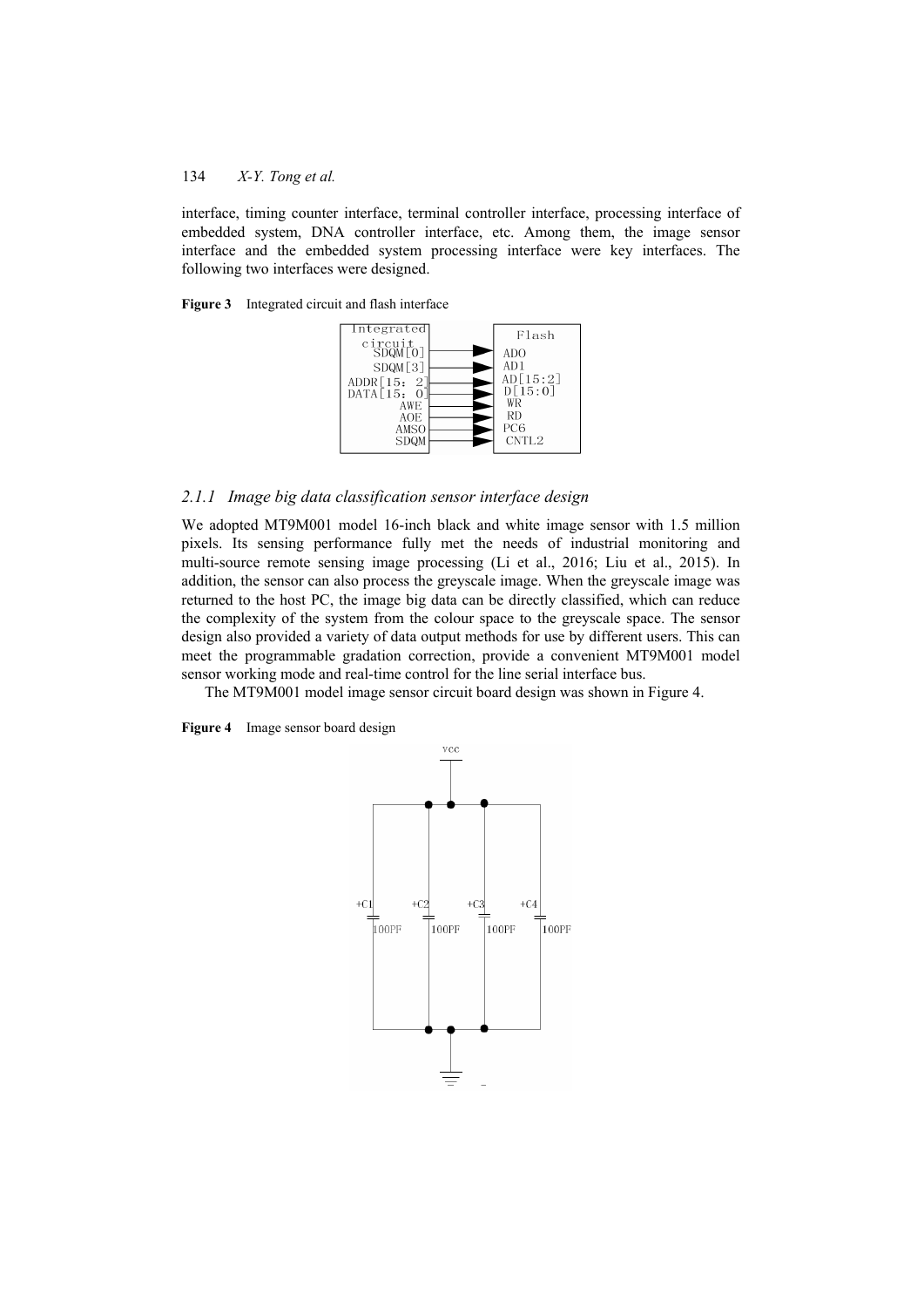interface, timing counter interface, terminal controller interface, processing interface of embedded system, DNA controller interface, etc. Among them, the image sensor interface and the embedded system processing interface were key interfaces. The following two interfaces were designed.

**Figure 3** Integrated circuit and flash interface

### 2.1.1 *Image big data classification sensor interface design*

We adopted MT9M001 model 16-inch black and white image sensor with 1.5 million pixels. Its sensing performance fully met the needs of industrial monitoring and multi-source remote sensing image processing (Li et al., 2016; Liu et al., 2015). In addition, the sensor can also process the greyscale image. When the greyscale image was returned to the host PC, the image big data can be directly classified, which can reduce the complexity of the system from the colour space to the greyscale space. The sensor design also provided a variety of data output methods for use by different users. This can meet the programmable gradation correction, provide a convenient MT9M001 model sensor working mode and real-time control for the line serial interface bus.

The MT9M001 model image sensor circuit board design was shown in Figure 4.

**Figure 4** Image sensor board design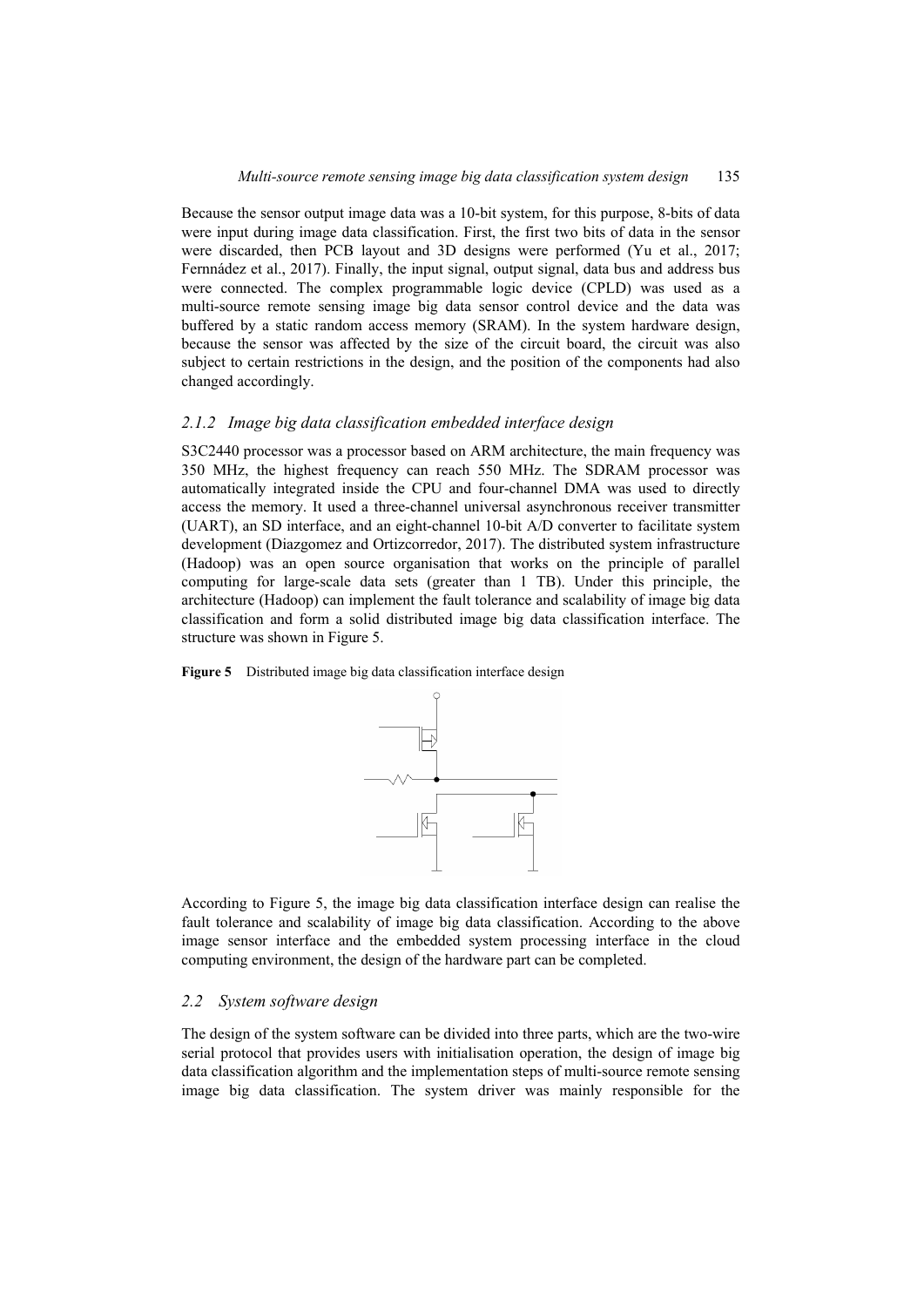Because the sensor output image data was a 10-bit system, for this purpose, 8-bits of data were input during image data classification. First, the first two bits of data in the sensor were discarded, then PCB layout and 3D designs were performed (Yu et al., 2017; Fernnádez et al., 2017). Finally, the input signal, output signal, data bus and address bus were connected. The complex programmable logic device (CPLD) was used as a multi-source remote sensing image big data sensor control device and the data was buffered by a static random access memory (SRAM). In the system hardware design, because the sensor was affected by the size of the circuit board, the circuit was also subject to certain restrictions in the design, and the position of the components had also changed accordingly.

### *2.1.2 Image big data classification embedded interface design*

S3C2440 processor was a processor based on ARM architecture, the main frequency was 350 MHz, the highest frequency can reach 550 MHz. The SDRAM processor was automatically integrated inside the CPU and four-channel DMA was used to directly access the memory. It used a three-channel universal asynchronous receiver transmitter (UART), an SD interface, and an eight-channel 10-bit A/D converter to facilitate system development (Diazgomez and Ortizcorredor, 2017). The distributed system infrastructure (Hadoop) was an open source organisation that works on the principle of parallel computing for large-scale data sets (greater than 1 TB). Under this principle, the architecture (Hadoop) can implement the fault tolerance and scalability of image big data classification and form a solid distributed image big data classification interface. The structure was shown in Figure 5.

**Figure 5** Distributed image big data classification interface design

According to Figure 5, the image big data classification interface design can realise the fault tolerance and scalability of image big data classification. According to the above image sensor interface and the embedded system processing interface in the cloud computing environment, the design of the hardware part can be completed.

## *2.2 System software design*

The design of the system software can be divided into three parts, which are the two-wire serial protocol that provides users with initialisation operation, the design of image big data classification algorithm and the implementation steps of multi-source remote sensing image big data classification. The system driver was mainly responsible for the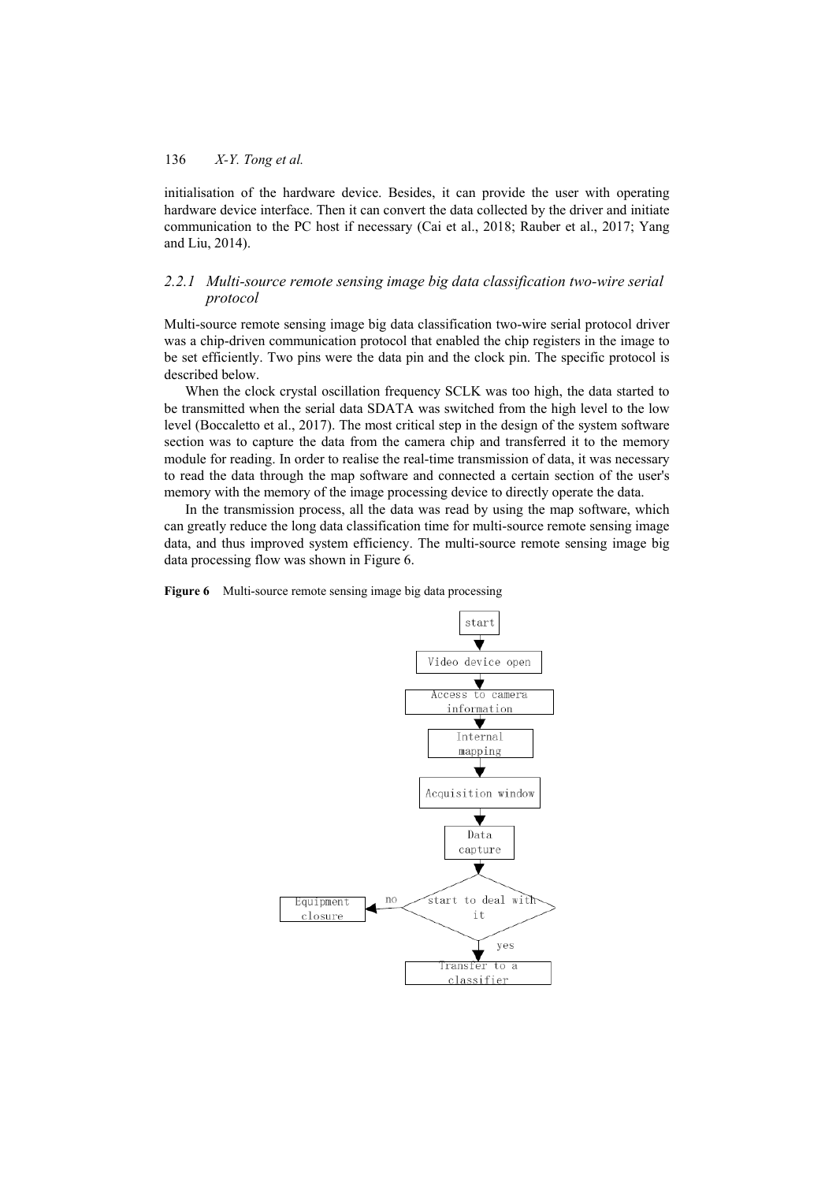initialisation of the hardware device. Besides, it can provide the user with operating hardware device interface. Then it can convert the data collected by the driver and initiate communication to the PC host if necessary (Cai et al., 2018; Rauber et al., 2017; Yang and Liu, 2014).

### *2.2.1 Multi-source remote sensing image big data classification two-wire serial protocol*

Multi-source remote sensing image big data classification two-wire serial protocol driver was a chip-driven communication protocol that enabled the chip registers in the image to be set efficiently. Two pins were the data pin and the clock pin. The specific protocol is described below.

When the clock crystal oscillation frequency SCLK was too high, the data started to be transmitted when the serial data SDATA was switched from the high level to the low level (Boccaletto et al., 2017). The most critical step in the design of the system software section was to capture the data from the camera chip and transferred it to the memory module for reading. In order to realise the real-time transmission of data, it was necessary to read the data through the map software and connected a certain section of the user's memory with the memory of the image processing device to directly operate the data.

In the transmission process, all the data was read by using the map software, which can greatly reduce the long data classification time for multi-source remote sensing image data, and thus improved system efficiency. The multi-source remote sensing image big data processing flow was shown in Figure 6.

**Figure 6** Multi-source remote sensing image big data processing

start → Video device open → Access to camera information → Internal mapping → Acquisition window → Data capture → start to deal with it (no → Equipment closure; yes → Transfer to a classifier)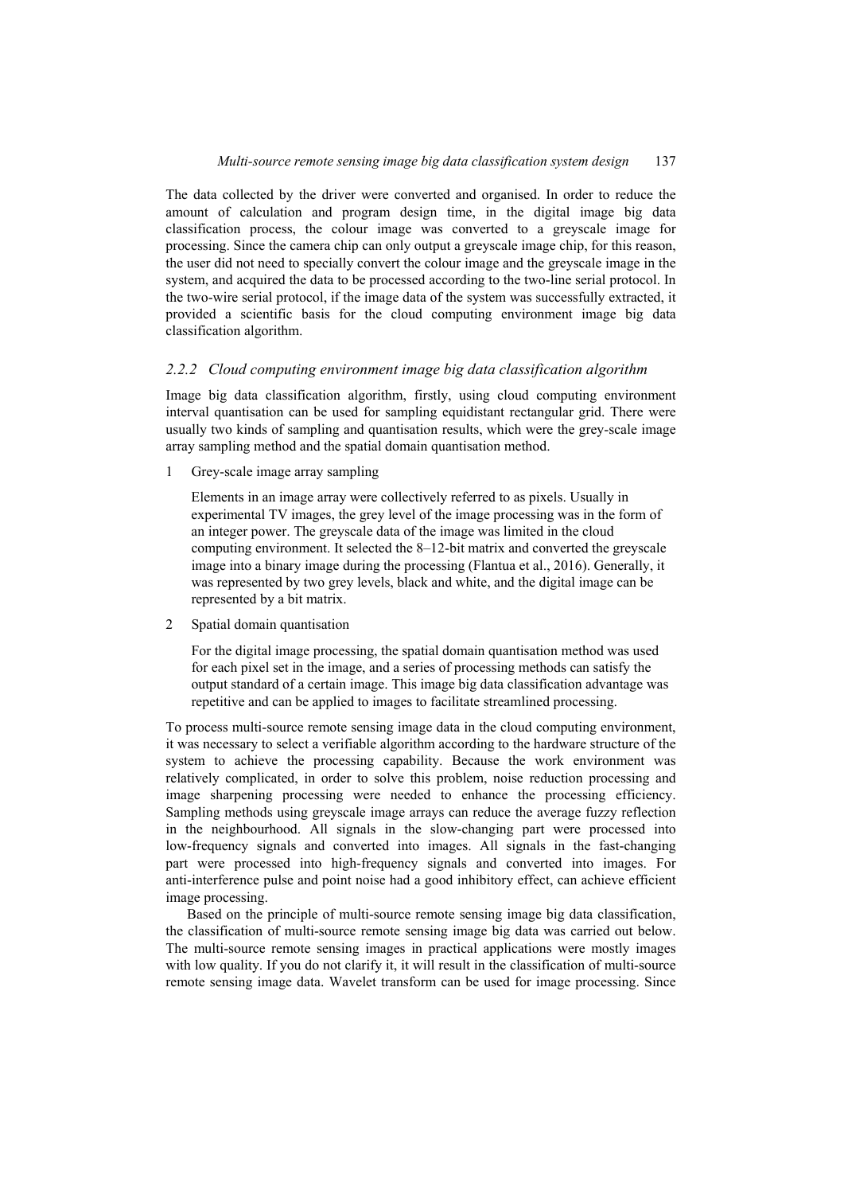The data collected by the driver were converted and organised. In order to reduce the amount of calculation and program design time, in the digital image big data classification process, the colour image was converted to a greyscale image for processing. Since the camera chip can only output a greyscale image chip, for this reason, the user did not need to specially convert the colour image and the greyscale image in the system, and acquired the data to be processed according to the two-line serial protocol. In the two-wire serial protocol, if the image data of the system was successfully extracted, it provided a scientific basis for the cloud computing environment image big data classification algorithm.

### *2.2.2 Cloud computing environment image big data classification algorithm*

Image big data classification algorithm, firstly, using cloud computing environment interval quantisation can be used for sampling equidistant rectangular grid. There were usually two kinds of sampling and quantisation results, which were the grey-scale image array sampling method and the spatial domain quantisation method.

1. Grey-scale image array sampling

   Elements in an image array were collectively referred to as pixels. Usually in experimental TV images, the grey level of the image processing was in the form of an integer power. The greyscale data of the image was limited in the cloud computing environment. It selected the 8–12-bit matrix and converted the greyscale image into a binary image during the processing (Flantua et al., 2016). Generally, it was represented by two grey levels, black and white, and the digital image can be represented by a bit matrix.

2. Spatial domain quantisation

   For the digital image processing, the spatial domain quantisation method was used for each pixel set in the image, and a series of processing methods can satisfy the output standard of a certain image. This image big data classification advantage was repetitive and can be applied to images to facilitate streamlined processing.

To process multi-source remote sensing image data in the cloud computing environment, it was necessary to select a verifiable algorithm according to the hardware structure of the system to achieve the processing capability. Because the work environment was relatively complicated, in order to solve this problem, noise reduction processing and image sharpening processing were needed to enhance the processing efficiency. Sampling methods using greyscale image arrays can reduce the average fuzzy reflection in the neighbourhood. All signals in the slow-changing part were processed into low-frequency signals and converted into images. All signals in the fast-changing part were processed into high-frequency signals and converted into images. For anti-interference pulse and point noise had a good inhibitory effect, can achieve efficient image processing.

Based on the principle of multi-source remote sensing image big data classification, the classification of multi-source remote sensing image big data was carried out below. The multi-source remote sensing images in practical applications were mostly images with low quality. If you do not clarify it, it will result in the classification of multi-source remote sensing image data. Wavelet transform can be used for image processing. Since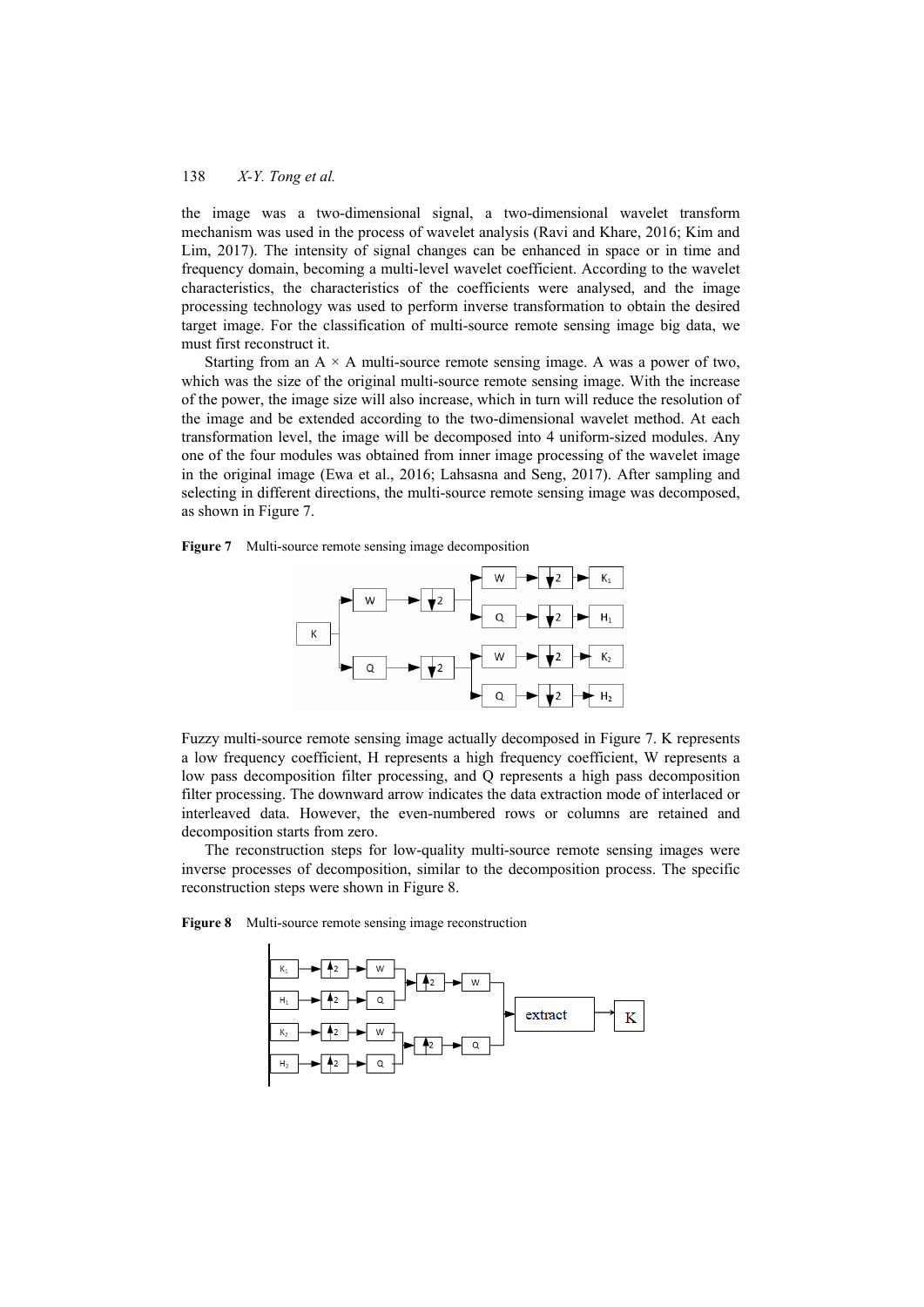the image was a two-dimensional signal, a two-dimensional wavelet transform mechanism was used in the process of wavelet analysis (Ravi and Khare, 2016; Kim and Lim, 2017). The intensity of signal changes can be enhanced in space or in time and frequency domain, becoming a multi-level wavelet coefficient. According to the wavelet characteristics, the characteristics of the coefficients were analysed, and the image processing technology was used to perform inverse transformation to obtain the desired target image. For the classification of multi-source remote sensing image big data, we must first reconstruct it.

Starting from an A × A multi-source remote sensing image. A was a power of two, which was the size of the original multi-source remote sensing image. With the increase of the power, the image size will also increase, which in turn will reduce the resolution of the image and be extended according to the two-dimensional wavelet method. At each transformation level, the image will be decomposed into 4 uniform-sized modules. Any one of the four modules was obtained from inner image processing of the wavelet image in the original image (Ewa et al., 2016; Lahsasna and Seng, 2017). After sampling and selecting in different directions, the multi-source remote sensing image was decomposed, as shown in Figure 7.

**Figure 7** Multi-source remote sensing image decomposition

Fuzzy multi-source remote sensing image actually decomposed in Figure 7. K represents a low frequency coefficient, H represents a high frequency coefficient, W represents a low pass decomposition filter processing, and Q represents a high pass decomposition filter processing. The downward arrow indicates the data extraction mode of interlaced or interleaved data. However, the even-numbered rows or columns are retained and decomposition starts from zero.

The reconstruction steps for low-quality multi-source remote sensing images were inverse processes of decomposition, similar to the decomposition process. The specific reconstruction steps were shown in Figure 8.

**Figure 8** Multi-source remote sensing image reconstruction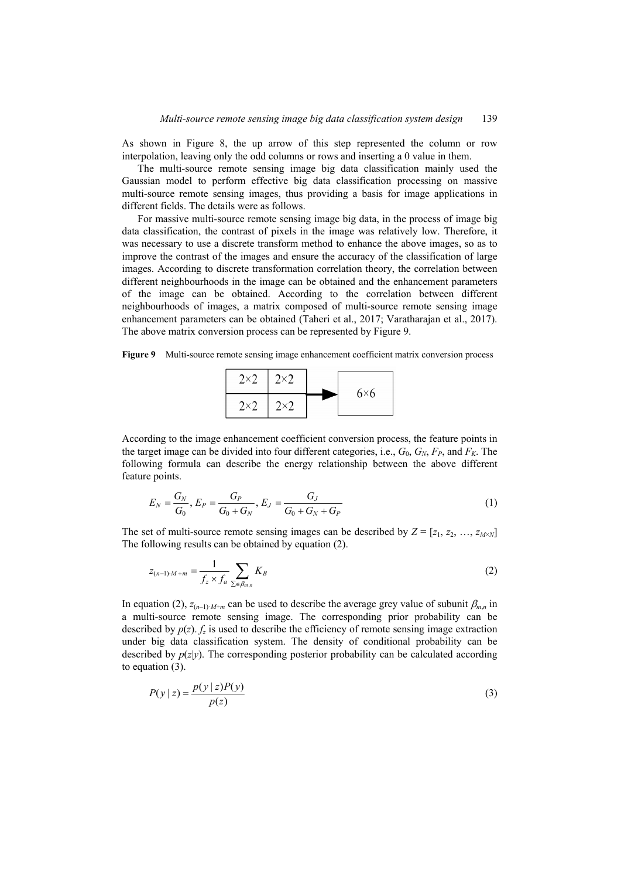As shown in Figure 8, the up arrow of this step represented the column or row interpolation, leaving only the odd columns or rows and inserting a 0 value in them.

The multi-source remote sensing image big data classification mainly used the Gaussian model to perform effective big data classification processing on massive multi-source remote sensing images, thus providing a basis for image applications in different fields. The details were as follows.

For massive multi-source remote sensing image big data, in the process of image big data classification, the contrast of pixels in the image was relatively low. Therefore, it was necessary to use a discrete transform method to enhance the above images, so as to improve the contrast of the images and ensure the accuracy of the classification of large images. According to discrete transformation correlation theory, the correlation between different neighbourhoods in the image can be obtained and the enhancement parameters of the image can be obtained. According to the correlation between different neighbourhoods of images, a matrix composed of multi-source remote sensing image enhancement parameters can be obtained (Taheri et al., 2017; Varatharajan et al., 2017). The above matrix conversion process can be represented by Figure 9.

**Figure 9** Multi-source remote sensing image enhancement coefficient matrix conversion process

| 2×2 | 2×2 |
|---|---|
| 2×2 | 2×2 |

→ 6×6

According to the image enhancement coefficient conversion process, the feature points in the target image can be divided into four different categories, i.e., $G_0$, $G_N$, $F_P$, and $F_K$. The following formula can describe the energy relationship between the above different feature points.

$$E_N = \frac{G_N}{G_0}, \; E_P = \frac{G_P}{G_0 + G_N}, \; E_J = \frac{G_J}{G_0 + G_N + G_P} \tag{1}$$

The set of multi-source remote sensing images can be described by $Z = [z_1, z_2, \ldots, z_{M \times N}]$ The following results can be obtained by equation (2).

$$z_{(n-1)\cdot M+m} = \frac{1}{f_z \times f_a} \sum_{\sum \in \beta_{m,n}} K_B \tag{2}$$

In equation (2), $z_{(n-1)\cdot M+m}$ can be used to describe the average grey value of subunit $\beta_{m,n}$ in a multi-source remote sensing image. The corresponding prior probability can be described by $p(z)$. $f_z$ is used to describe the efficiency of remote sensing image extraction under big data classification system. The density of conditional probability can be described by $p(z|y)$. The corresponding posterior probability can be calculated according to equation (3).

$$P(y \mid z) = \frac{p(y \mid z) P(y)}{p(z)} \tag{3}$$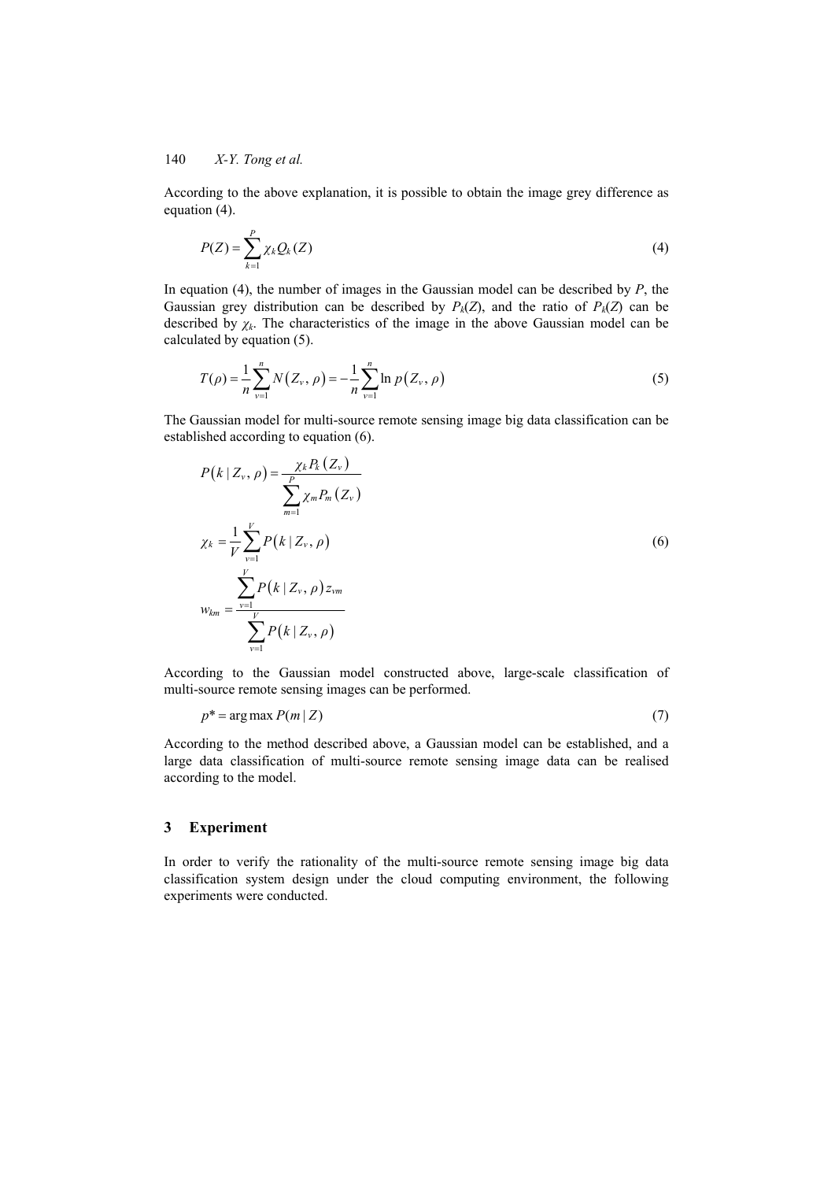According to the above explanation, it is possible to obtain the image grey difference as equation (4).

$$P(Z) = \sum_{k=1}^{P} \chi_k Q_k(Z) \tag{4}$$

In equation (4), the number of images in the Gaussian model can be described by $P$, the Gaussian grey distribution can be described by $P_k(Z)$, and the ratio of $P_k(Z)$ can be described by $\chi_k$. The characteristics of the image in the above Gaussian model can be calculated by equation (5).

$$T(\rho) = \frac{1}{n}\sum_{v=1}^{n} N\left(Z_v, \rho\right) = -\frac{1}{n}\sum_{v=1}^{n} \ln p\left(Z_v, \rho\right) \tag{5}$$

The Gaussian model for multi-source remote sensing image big data classification can be established according to equation (6).

$$\begin{aligned}
P\left(k \mid Z_v, \rho\right) &= \frac{\chi_k P_k\left(Z_v\right)}{\sum_{m=1}^{P} \chi_m P_m\left(Z_v\right)} \\
\chi_k &= \frac{1}{V}\sum_{v=1}^{V} P\left(k \mid Z_v, \rho\right) \\
w_{km} &= \frac{\sum_{v=1}^{V} P\left(k \mid Z_v, \rho\right) z_{vm}}{\sum_{v=1}^{V} P\left(k \mid Z_v, \rho\right)}
\end{aligned} \tag{6}$$

According to the Gaussian model constructed above, large-scale classification of multi-source remote sensing images can be performed.

$$p^* = \arg\max P(m \mid Z) \tag{7}$$

According to the method described above, a Gaussian model can be established, and a large data classification of multi-source remote sensing image data can be realised according to the model.

## 3 Experiment

In order to verify the rationality of the multi-source remote sensing image big data classification system design under the cloud computing environment, the following experiments were conducted.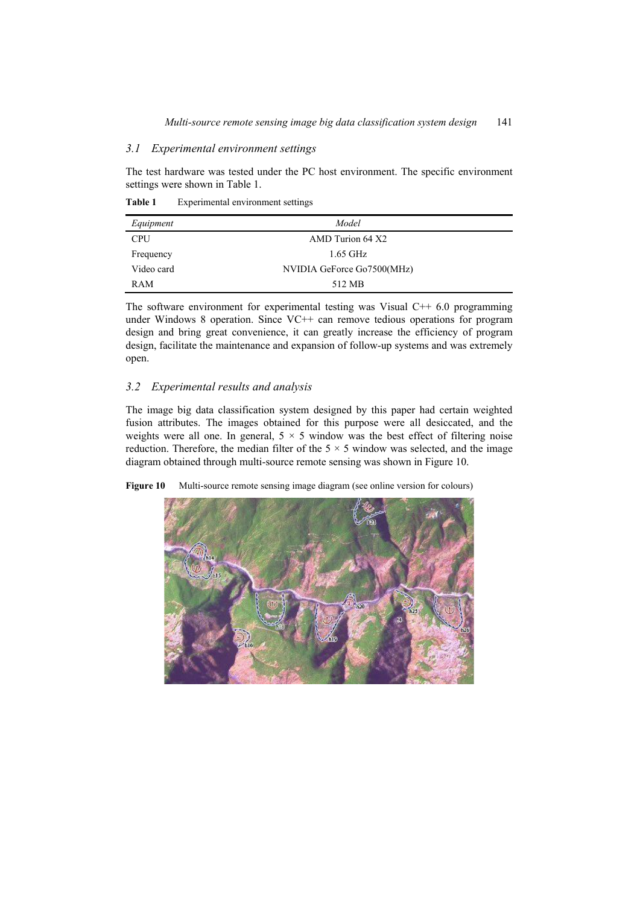### 3.1 Experimental environment settings

The test hardware was tested under the PC host environment. The specific environment settings were shown in Table 1.

**Table 1** Experimental environment settings

| *Equipment* | *Model* |
|---|---|
| CPU | AMD Turion 64 X2 |
| Frequency | 1.65 GHz |
| Video card | NVIDIA GeForce Go7500(MHz) |
| RAM | 512 MB |

The software environment for experimental testing was Visual C++ 6.0 programming under Windows 8 operation. Since VC++ can remove tedious operations for program design and bring great convenience, it can greatly increase the efficiency of program design, facilitate the maintenance and expansion of follow-up systems and was extremely open.

### 3.2 Experimental results and analysis

The image big data classification system designed by this paper had certain weighted fusion attributes. The images obtained for this purpose were all desiccated, and the weights were all one. In general, $5 \times 5$ window was the best effect of filtering noise reduction. Therefore, the median filter of the $5 \times 5$ window was selected, and the image diagram obtained through multi-source remote sensing was shown in Figure 10.

**Figure 10** Multi-source remote sensing image diagram (see online version for colours)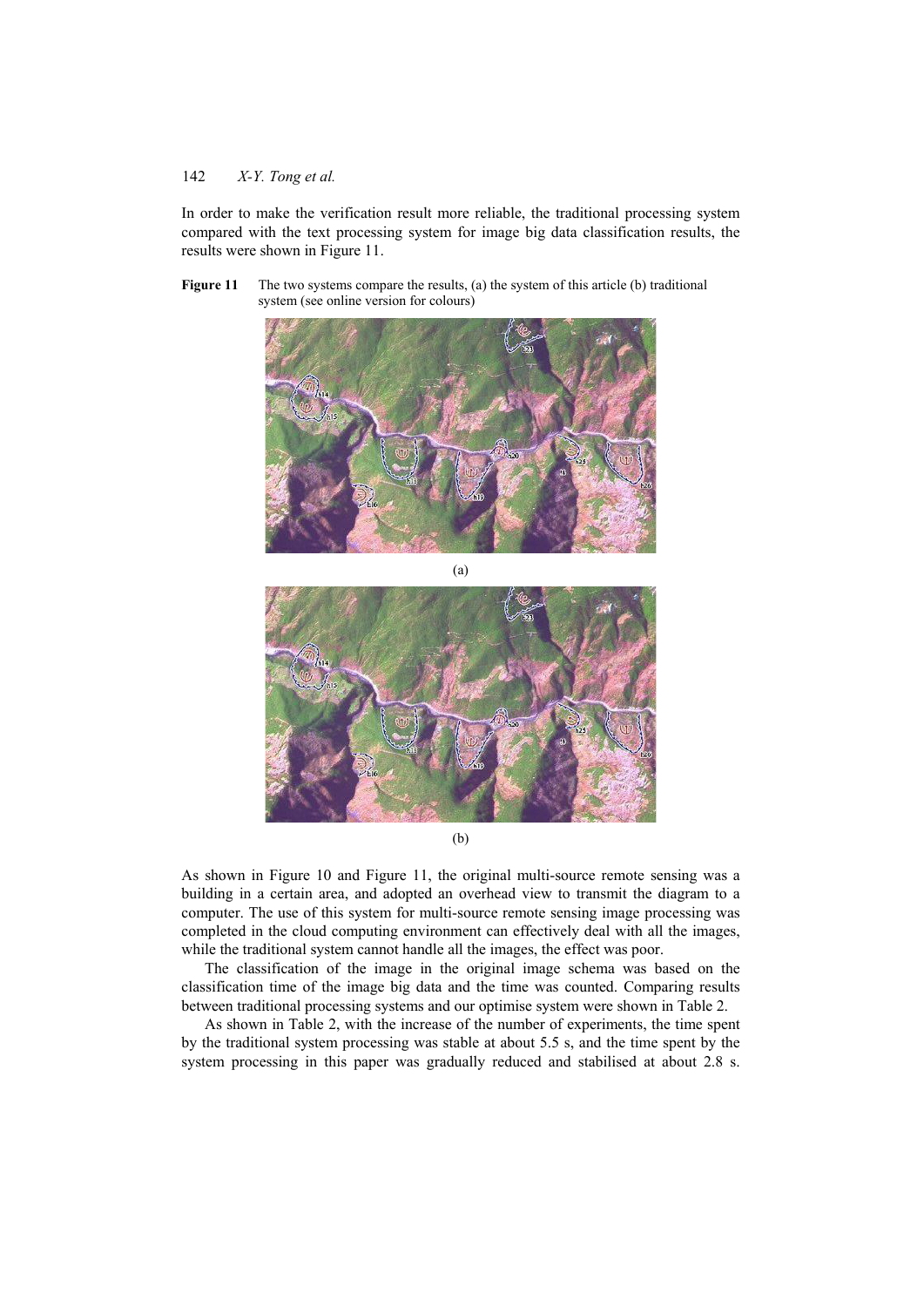In order to make the verification result more reliable, the traditional processing system compared with the text processing system for image big data classification results, the results were shown in Figure 11.

**Figure 11** The two systems compare the results, (a) the system of this article (b) traditional system (see online version for colours)

(a)

(b)

As shown in Figure 10 and Figure 11, the original multi-source remote sensing was a building in a certain area, and adopted an overhead view to transmit the diagram to a computer. The use of this system for multi-source remote sensing image processing was completed in the cloud computing environment can effectively deal with all the images, while the traditional system cannot handle all the images, the effect was poor.

The classification of the image in the original image schema was based on the classification time of the image big data and the time was counted. Comparing results between traditional processing systems and our optimise system were shown in Table 2.

As shown in Table 2, with the increase of the number of experiments, the time spent by the traditional system processing was stable at about 5.5 s, and the time spent by the system processing in this paper was gradually reduced and stabilised at about 2.8 s.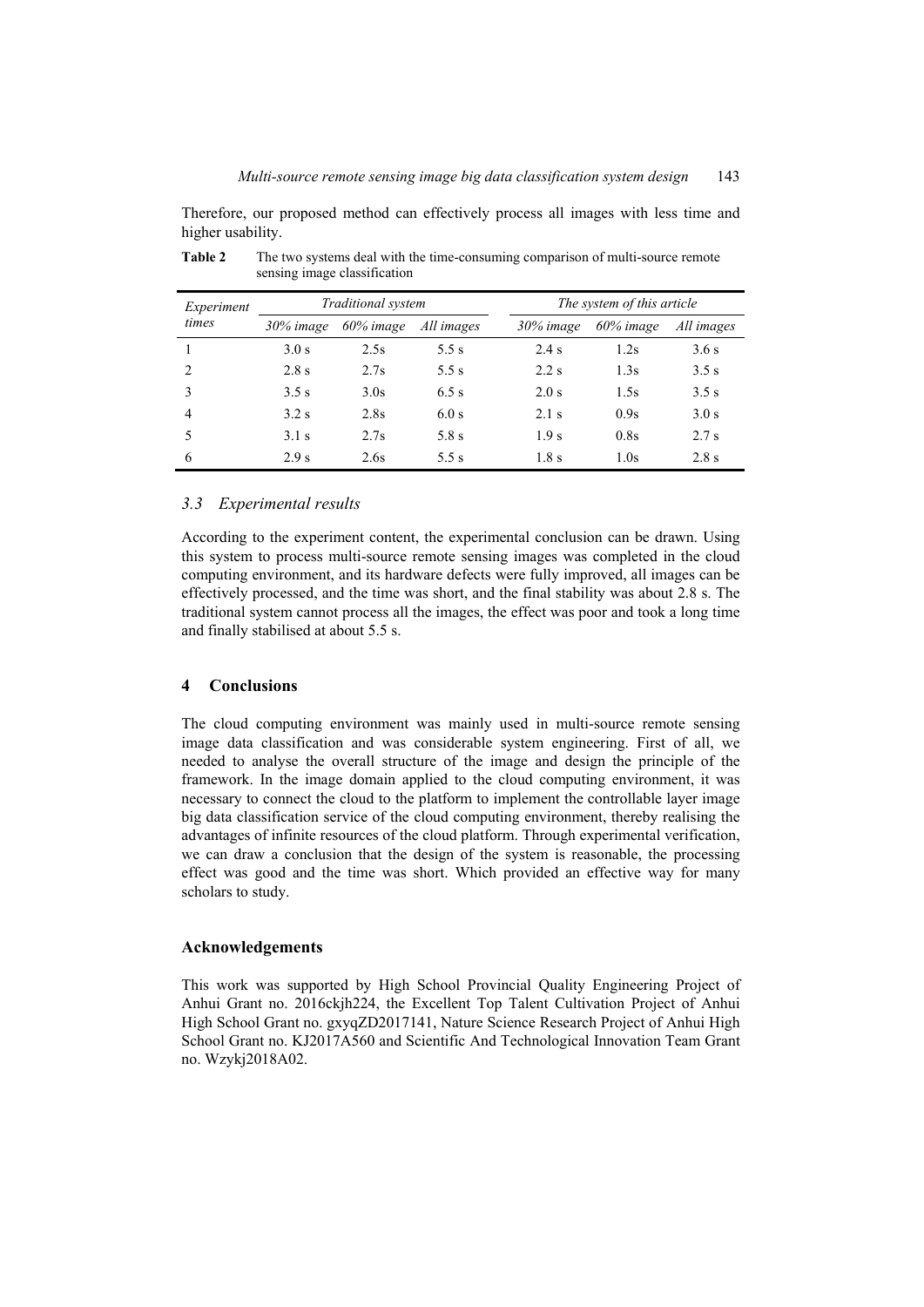Therefore, our proposed method can effectively process all images with less time and higher usability.

**Table 2** The two systems deal with the time-consuming comparison of multi-source remote sensing image classification

| *Experiment times* | *Traditional system* | | | *The system of this article* | | |
|---|---|---|---|---|---|---|
| | *30% image* | *60% image* | *All images* | *30% image* | *60% image* | *All images* |
| 1 | 3.0 s | 2.5s | 5.5 s | 2.4 s | 1.2s | 3.6 s |
| 2 | 2.8 s | 2.7s | 5.5 s | 2.2 s | 1.3s | 3.5 s |
| 3 | 3.5 s | 3.0s | 6.5 s | 2.0 s | 1.5s | 3.5 s |
| 4 | 3.2 s | 2.8s | 6.0 s | 2.1 s | 0.9s | 3.0 s |
| 5 | 3.1 s | 2.7s | 5.8 s | 1.9 s | 0.8s | 2.7 s |
| 6 | 2.9 s | 2.6s | 5.5 s | 1.8 s | 1.0s | 2.8 s |

### *3.3 Experimental results*

According to the experiment content, the experimental conclusion can be drawn. Using this system to process multi-source remote sensing images was completed in the cloud computing environment, and its hardware defects were fully improved, all images can be effectively processed, and the time was short, and the final stability was about 2.8 s. The traditional system cannot process all the images, the effect was poor and took a long time and finally stabilised at about 5.5 s.

## 4 Conclusions

The cloud computing environment was mainly used in multi-source remote sensing image data classification and was considerable system engineering. First of all, we needed to analyse the overall structure of the image and design the principle of the framework. In the image domain applied to the cloud computing environment, it was necessary to connect the cloud to the platform to implement the controllable layer image big data classification service of the cloud computing environment, thereby realising the advantages of infinite resources of the cloud platform. Through experimental verification, we can draw a conclusion that the design of the system is reasonable, the processing effect was good and the time was short. Which provided an effective way for many scholars to study.

## Acknowledgements

This work was supported by High School Provincial Quality Engineering Project of Anhui Grant no. 2016ckjh224, the Excellent Top Talent Cultivation Project of Anhui High School Grant no. gxyqZD2017141, Nature Science Research Project of Anhui High School Grant no. KJ2017A560 and Scientific And Technological Innovation Team Grant no. Wzykj2018A02.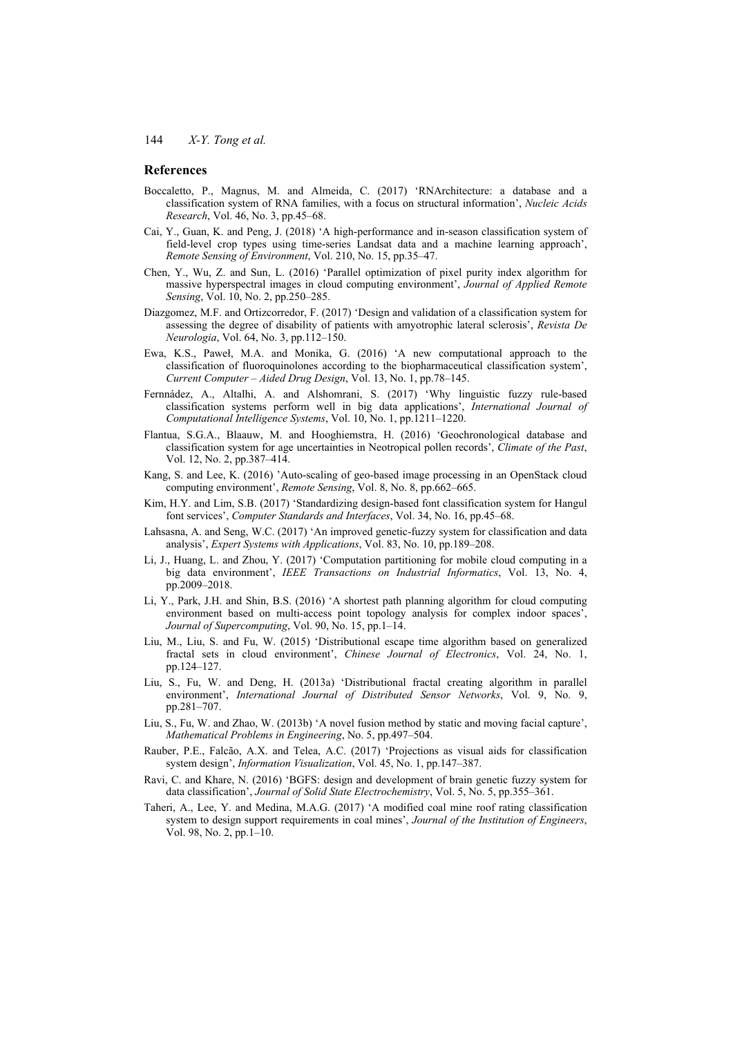## References

Boccaletto, P., Magnus, M. and Almeida, C. (2017) 'RNArchitecture: a database and a classification system of RNA families, with a focus on structural information', *Nucleic Acids Research*, Vol. 46, No. 3, pp.45–68.

Cai, Y., Guan, K. and Peng, J. (2018) 'A high-performance and in-season classification system of field-level crop types using time-series Landsat data and a machine learning approach', *Remote Sensing of Environment*, Vol. 210, No. 15, pp.35–47.

Chen, Y., Wu, Z. and Sun, L. (2016) 'Parallel optimization of pixel purity index algorithm for massive hyperspectral images in cloud computing environment', *Journal of Applied Remote Sensing*, Vol. 10, No. 2, pp.250–285.

Diazgomez, M.F. and Ortizcorredor, F. (2017) 'Design and validation of a classification system for assessing the degree of disability of patients with amyotrophic lateral sclerosis', *Revista De Neurologia*, Vol. 64, No. 3, pp.112–150.

Ewa, K.S., Paweł, M.A. and Monika, G. (2016) 'A new computational approach to the classification of fluoroquinolones according to the biopharmaceutical classification system', *Current Computer – Aided Drug Design*, Vol. 13, No. 1, pp.78–145.

Fernnádez, A., Altalhi, A. and Alshomrani, S. (2017) 'Why linguistic fuzzy rule-based classification systems perform well in big data applications', *International Journal of Computational Intelligence Systems*, Vol. 10, No. 1, pp.1211–1220.

Flantua, S.G.A., Blaauw, M. and Hooghiemstra, H. (2016) 'Geochronological database and classification system for age uncertainties in Neotropical pollen records', *Climate of the Past*, Vol. 12, No. 2, pp.387–414.

Kang, S. and Lee, K. (2016) 'Auto-scaling of geo-based image processing in an OpenStack cloud computing environment', *Remote Sensing*, Vol. 8, No. 8, pp.662–665.

Kim, H.Y. and Lim, S.B. (2017) 'Standardizing design-based font classification system for Hangul font services', *Computer Standards and Interfaces*, Vol. 34, No. 16, pp.45–68.

Lahsasna, A. and Seng, W.C. (2017) 'An improved genetic-fuzzy system for classification and data analysis', *Expert Systems with Applications*, Vol. 83, No. 10, pp.189–208.

Li, J., Huang, L. and Zhou, Y. (2017) 'Computation partitioning for mobile cloud computing in a big data environment', *IEEE Transactions on Industrial Informatics*, Vol. 13, No. 4, pp.2009–2018.

Li, Y., Park, J.H. and Shin, B.S. (2016) 'A shortest path planning algorithm for cloud computing environment based on multi-access point topology analysis for complex indoor spaces', *Journal of Supercomputing*, Vol. 90, No. 15, pp.1–14.

Liu, M., Liu, S. and Fu, W. (2015) 'Distributional escape time algorithm based on generalized fractal sets in cloud environment', *Chinese Journal of Electronics*, Vol. 24, No. 1, pp.124–127.

Liu, S., Fu, W. and Deng, H. (2013a) 'Distributional fractal creating algorithm in parallel environment', *International Journal of Distributed Sensor Networks*, Vol. 9, No. 9, pp.281–707.

Liu, S., Fu, W. and Zhao, W. (2013b) 'A novel fusion method by static and moving facial capture', *Mathematical Problems in Engineering*, No. 5, pp.497–504.

Rauber, P.E., Falcão, A.X. and Telea, A.C. (2017) 'Projections as visual aids for classification system design', *Information Visualization*, Vol. 45, No. 1, pp.147–387.

Ravi, C. and Khare, N. (2016) 'BGFS: design and development of brain genetic fuzzy system for data classification', *Journal of Solid State Electrochemistry*, Vol. 5, No. 5, pp.355–361.

Taheri, A., Lee, Y. and Medina, M.A.G. (2017) 'A modified coal mine roof rating classification system to design support requirements in coal mines', *Journal of the Institution of Engineers*, Vol. 98, No. 2, pp.1–10.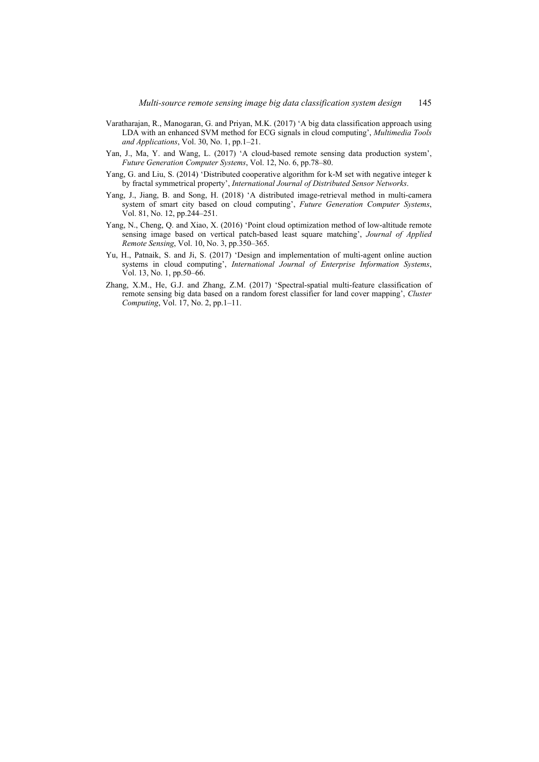Varatharajan, R., Manogaran, G. and Priyan, M.K. (2017) 'A big data classification approach using LDA with an enhanced SVM method for ECG signals in cloud computing', *Multimedia Tools and Applications*, Vol. 30, No. 1, pp.1–21.

Yan, J., Ma, Y. and Wang, L. (2017) 'A cloud-based remote sensing data production system', *Future Generation Computer Systems*, Vol. 12, No. 6, pp.78–80.

Yang, G. and Liu, S. (2014) 'Distributed cooperative algorithm for k-M set with negative integer k by fractal symmetrical property', *International Journal of Distributed Sensor Networks*.

Yang, J., Jiang, B. and Song, H. (2018) 'A distributed image-retrieval method in multi-camera system of smart city based on cloud computing', *Future Generation Computer Systems*, Vol. 81, No. 12, pp.244–251.

Yang, N., Cheng, Q. and Xiao, X. (2016) 'Point cloud optimization method of low-altitude remote sensing image based on vertical patch-based least square matching', *Journal of Applied Remote Sensing*, Vol. 10, No. 3, pp.350–365.

Yu, H., Patnaik, S. and Ji, S. (2017) 'Design and implementation of multi-agent online auction systems in cloud computing', *International Journal of Enterprise Information Systems*, Vol. 13, No. 1, pp.50–66.

Zhang, X.M., He, G.J. and Zhang, Z.M. (2017) 'Spectral-spatial multi-feature classification of remote sensing big data based on a random forest classifier for land cover mapping', *Cluster Computing*, Vol. 17, No. 2, pp.1–11.